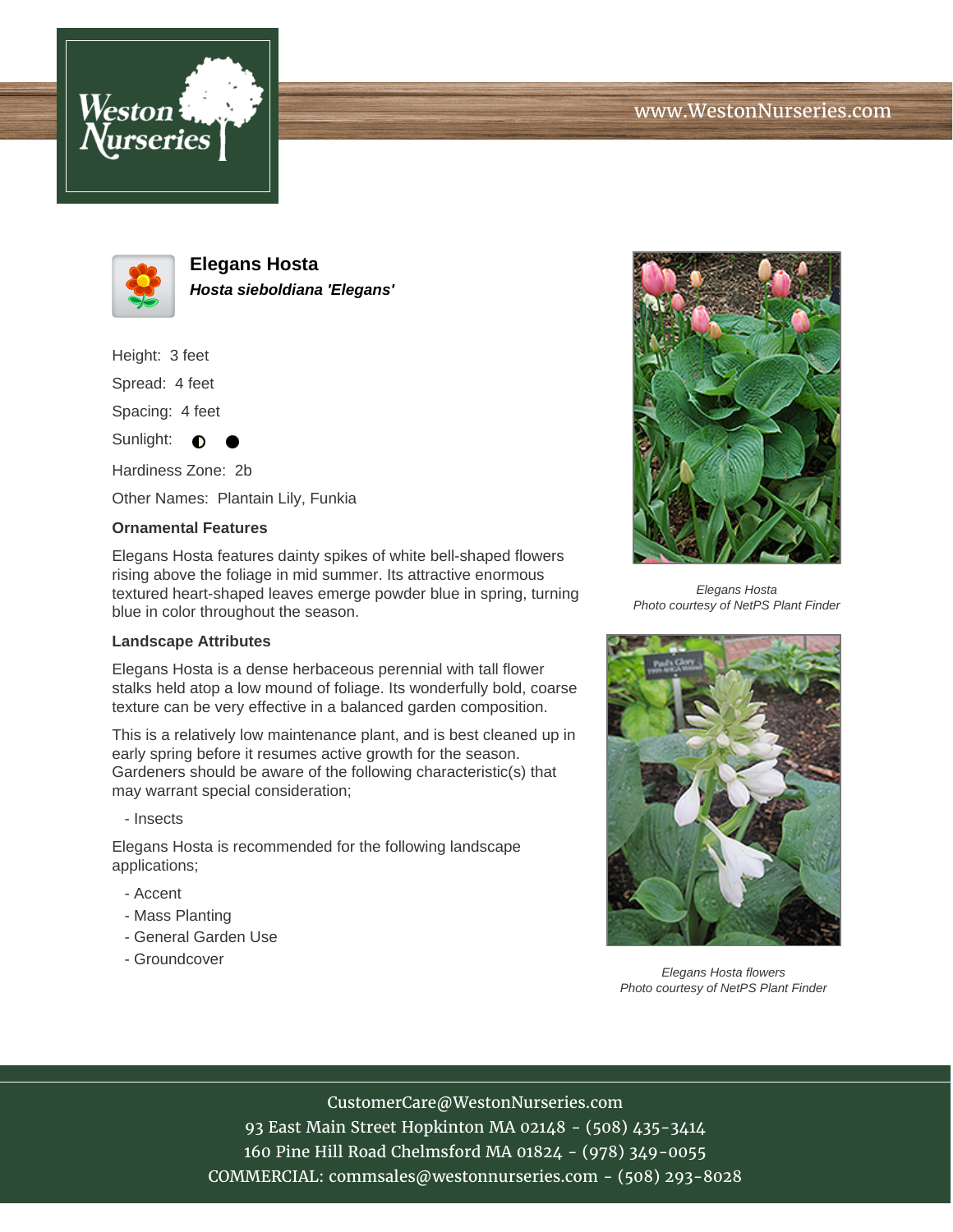# Elegans Hosta

***Hosta sieboldiana 'Elegans'***

Height: 3 feet

Spread: 4 feet

Spacing: 4 feet

Sunlight: ◐ ●

Hardiness Zone: 2b

Other Names: Plantain Lily, Funkia

### Ornamental Features

Elegans Hosta features dainty spikes of white bell-shaped flowers rising above the foliage in mid summer. Its attractive enormous textured heart-shaped leaves emerge powder blue in spring, turning blue in color throughout the season.

### Landscape Attributes

Elegans Hosta is a dense herbaceous perennial with tall flower stalks held atop a low mound of foliage. Its wonderfully bold, coarse texture can be very effective in a balanced garden composition.

This is a relatively low maintenance plant, and is best cleaned up in early spring before it resumes active growth for the season. Gardeners should be aware of the following characteristic(s) that may warrant special consideration;

- Insects

Elegans Hosta is recommended for the following landscape applications;

- Accent
- Mass Planting
- General Garden Use
- Groundcover

*Elegans Hosta*
*Photo courtesy of NetPS Plant Finder*

*Elegans Hosta flowers*
*Photo courtesy of NetPS Plant Finder*

CustomerCare@WestonNurseries.com
93 East Main Street Hopkinton MA 02148 - (508) 435-3414
160 Pine Hill Road Chelmsford MA 01824 - (978) 349-0055
COMMERCIAL: commsales@westonnurseries.com - (508) 293-8028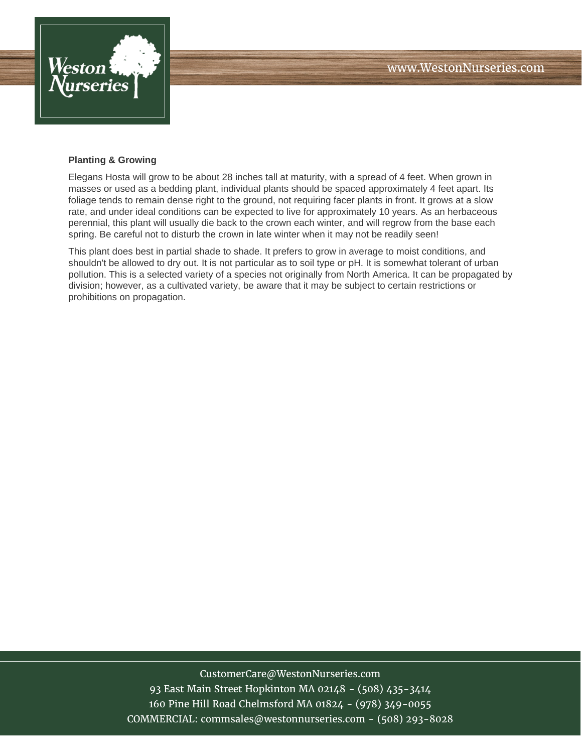**Planting & Growing**

Elegans Hosta will grow to be about 28 inches tall at maturity, with a spread of 4 feet. When grown in masses or used as a bedding plant, individual plants should be spaced approximately 4 feet apart. Its foliage tends to remain dense right to the ground, not requiring facer plants in front. It grows at a slow rate, and under ideal conditions can be expected to live for approximately 10 years. As an herbaceous perennial, this plant will usually die back to the crown each winter, and will regrow from the base each spring. Be careful not to disturb the crown in late winter when it may not be readily seen!

This plant does best in partial shade to shade. It prefers to grow in average to moist conditions, and shouldn't be allowed to dry out. It is not particular as to soil type or pH. It is somewhat tolerant of urban pollution. This is a selected variety of a species not originally from North America. It can be propagated by division; however, as a cultivated variety, be aware that it may be subject to certain restrictions or prohibitions on propagation.